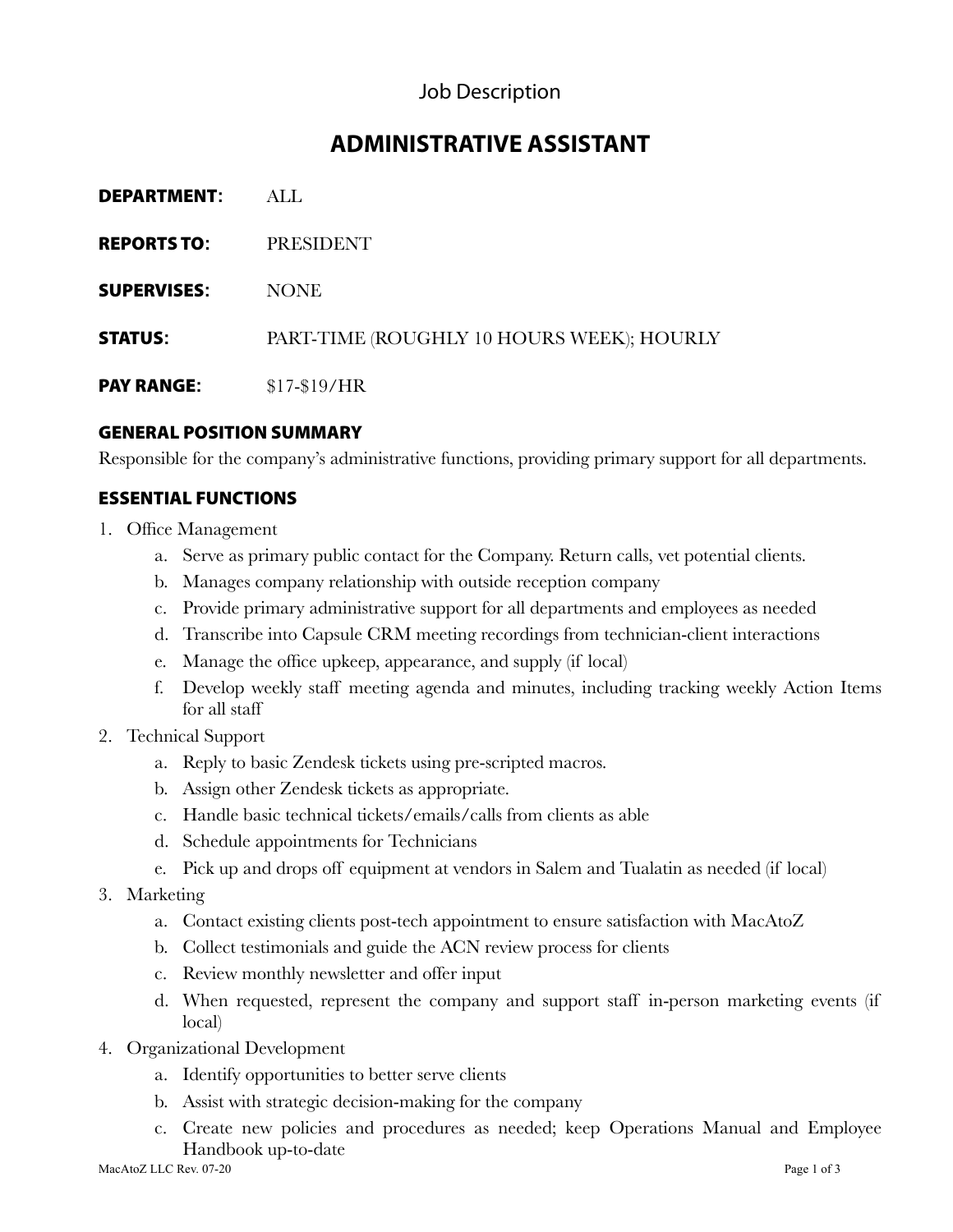Job Description

# ADMINISTRATIVE ASSISTANT

**DEPARTMENT:** ALL

**REPORTS TO:** PRESIDENT

**SUPERVISES:** NONE

**STATUS:** PART-TIME (ROUGHLY 10 HOURS WEEK); HOURLY

**PAY RANGE:** $17-$19/HR

## GENERAL POSITION SUMMARY

Responsible for the company's administrative functions, providing primary support for all departments.

## ESSENTIAL FUNCTIONS

1. Office Management
   a. Serve as primary public contact for the Company. Return calls, vet potential clients.
   b. Manages company relationship with outside reception company
   c. Provide primary administrative support for all departments and employees as needed
   d. Transcribe into Capsule CRM meeting recordings from technician-client interactions
   e. Manage the office upkeep, appearance, and supply (if local)
   f. Develop weekly staff meeting agenda and minutes, including tracking weekly Action Items for all staff
2. Technical Support
   a. Reply to basic Zendesk tickets using pre-scripted macros.
   b. Assign other Zendesk tickets as appropriate.
   c. Handle basic technical tickets/emails/calls from clients as able
   d. Schedule appointments for Technicians
   e. Pick up and drops off equipment at vendors in Salem and Tualatin as needed (if local)
3. Marketing
   a. Contact existing clients post-tech appointment to ensure satisfaction with MacAtoZ
   b. Collect testimonials and guide the ACN review process for clients
   c. Review monthly newsletter and offer input
   d. When requested, represent the company and support staff in-person marketing events (if local)
4. Organizational Development
   a. Identify opportunities to better serve clients
   b. Assist with strategic decision-making for the company
   c. Create new policies and procedures as needed; keep Operations Manual and Employee Handbook up-to-date

MacAtoZ LLC Rev. 07-20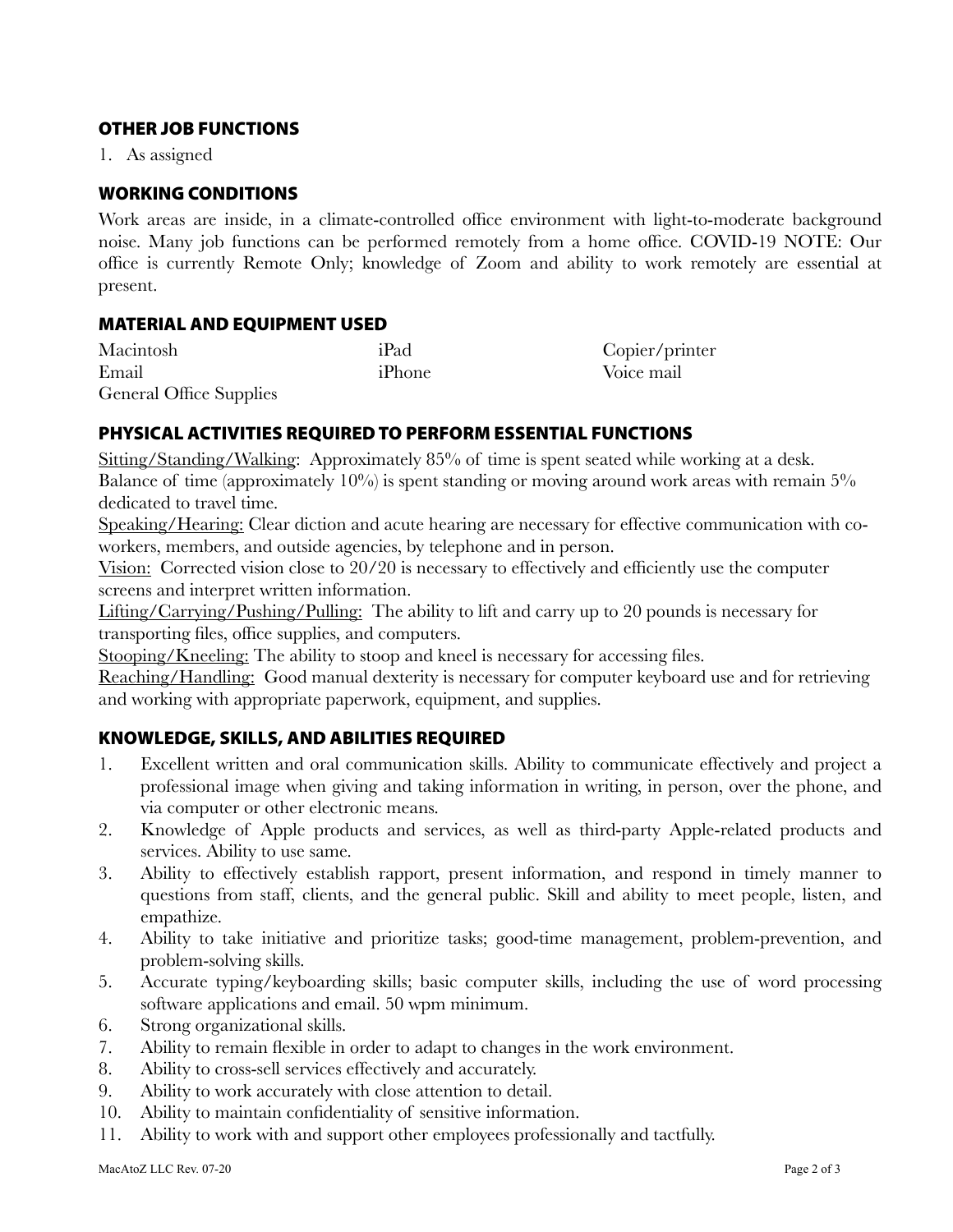## OTHER JOB FUNCTIONS

1. As assigned

## WORKING CONDITIONS

Work areas are inside, in a climate-controlled office environment with light-to-moderate background noise. Many job functions can be performed remotely from a home office. COVID-19 NOTE: Our office is currently Remote Only; knowledge of Zoom and ability to work remotely are essential at present.

## MATERIAL AND EQUIPMENT USED

| | | |
|---|---|---|
| Macintosh | iPad | Copier/printer |
| Email | iPhone | Voice mail |
| General Office Supplies | | |

## PHYSICAL ACTIVITIES REQUIRED TO PERFORM ESSENTIAL FUNCTIONS

Sitting/Standing/Walking: Approximately 85% of time is spent seated while working at a desk. Balance of time (approximately 10%) is spent standing or moving around work areas with remain 5% dedicated to travel time.

Speaking/Hearing: Clear diction and acute hearing are necessary for effective communication with co-workers, members, and outside agencies, by telephone and in person.

Vision: Corrected vision close to 20/20 is necessary to effectively and efficiently use the computer screens and interpret written information.

Lifting/Carrying/Pushing/Pulling: The ability to lift and carry up to 20 pounds is necessary for transporting files, office supplies, and computers.

Stooping/Kneeling: The ability to stoop and kneel is necessary for accessing files.

Reaching/Handling: Good manual dexterity is necessary for computer keyboard use and for retrieving and working with appropriate paperwork, equipment, and supplies.

## KNOWLEDGE, SKILLS, AND ABILITIES REQUIRED

1. Excellent written and oral communication skills. Ability to communicate effectively and project a professional image when giving and taking information in writing, in person, over the phone, and via computer or other electronic means.
2. Knowledge of Apple products and services, as well as third-party Apple-related products and services. Ability to use same.
3. Ability to effectively establish rapport, present information, and respond in timely manner to questions from staff, clients, and the general public. Skill and ability to meet people, listen, and empathize.
4. Ability to take initiative and prioritize tasks; good-time management, problem-prevention, and problem-solving skills.
5. Accurate typing/keyboarding skills; basic computer skills, including the use of word processing software applications and email. 50 wpm minimum.
6. Strong organizational skills.
7. Ability to remain flexible in order to adapt to changes in the work environment.
8. Ability to cross-sell services effectively and accurately.
9. Ability to work accurately with close attention to detail.
10. Ability to maintain confidentiality of sensitive information.
11. Ability to work with and support other employees professionally and tactfully.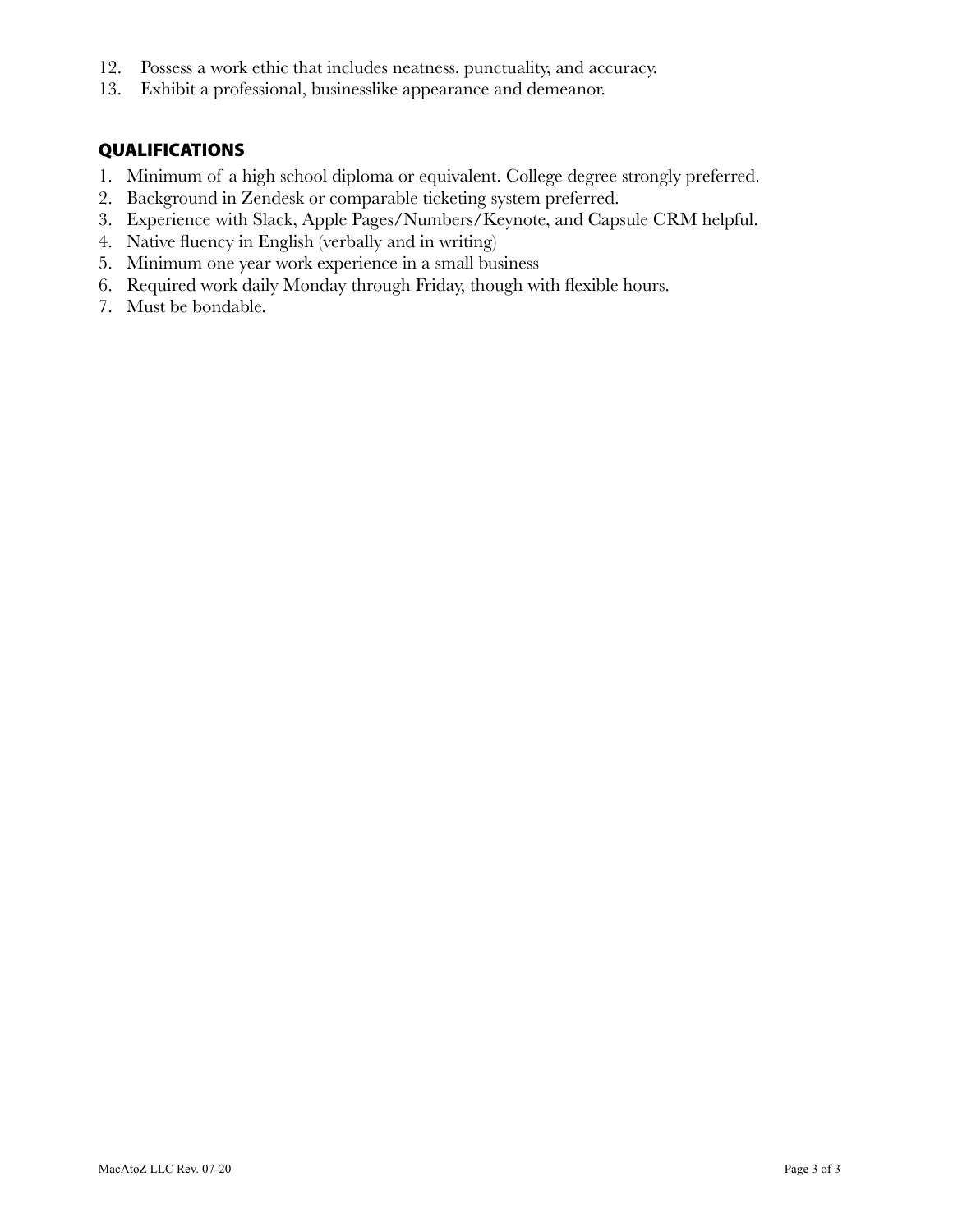12. Possess a work ethic that includes neatness, punctuality, and accuracy.
13. Exhibit a professional, businesslike appearance and demeanor.

## QUALIFICATIONS

1. Minimum of a high school diploma or equivalent. College degree strongly preferred.
2. Background in Zendesk or comparable ticketing system preferred.
3. Experience with Slack, Apple Pages/Numbers/Keynote, and Capsule CRM helpful.
4. Native fluency in English (verbally and in writing)
5. Minimum one year work experience in a small business
6. Required work daily Monday through Friday, though with flexible hours.
7. Must be bondable.